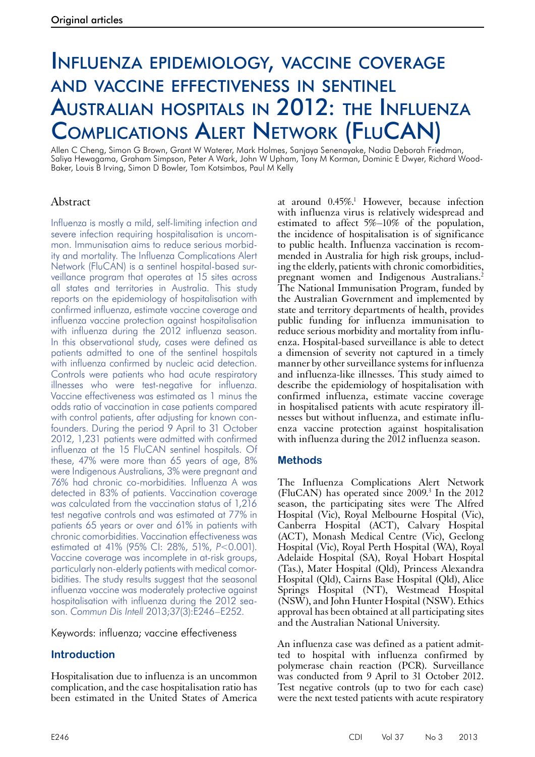Original articles

# Influenza epidemiology, vaccine coverage and vaccine effectiveness in sentinel Australian hospitals in 2012: the Influenza Complications Alert Network (FluCAN)

Allen C Cheng, Simon G Brown, Grant W Waterer, Mark Holmes, Sanjaya Senenayake, Nadia Deborah Friedman, Saliya Hewagama, Graham Simpson, Peter A Wark, John W Upham, Tony M Korman, Dominic E Dwyer, Richard Wood-Baker, Louis B Irving, Simon D Bowler, Tom Kotsimbos, Paul M Kelly

## Abstract

Influenza is mostly a mild, self-limiting infection and severe infection requiring hospitalisation is uncommon. Immunisation aims to reduce serious morbidity and mortality. The Influenza Complications Alert Network (FluCAN) is a sentinel hospital-based surveillance program that operates at 15 sites across all states and territories in Australia. This study reports on the epidemiology of hospitalisation with confirmed influenza, estimate vaccine coverage and influenza vaccine protection against hospitalisation with influenza during the 2012 influenza season. In this observational study, cases were defined as patients admitted to one of the sentinel hospitals with influenza confirmed by nucleic acid detection. Controls were patients who had acute respiratory illnesses who were test-negative for influenza. Vaccine effectiveness was estimated as 1 minus the odds ratio of vaccination in case patients compared with control patients, after adjusting for known confounders. During the period 9 April to 31 October 2012, 1,231 patients were admitted with confirmed influenza at the 15 FluCAN sentinel hospitals. Of these, 47% were more than 65 years of age, 8% were Indigenous Australians, 3% were pregnant and 76% had chronic co-morbidities. Influenza A was detected in 83% of patients. Vaccination coverage was calculated from the vaccination status of 1,216 test negative controls and was estimated at 77% in patients 65 years or over and 61% in patients with chronic comorbidities. Vaccination effectiveness was estimated at 41% (95% CI: 28%, 51%, $P<0.001$). Vaccine coverage was incomplete in at-risk groups, particularly non-elderly patients with medical comorbidities. The study results suggest that the seasonal influenza vaccine was moderately protective against hospitalisation with influenza during the 2012 season. *Commun Dis Intell* 2013;37(3):E246–E252.

Keywords: influenza; vaccine effectiveness

## Introduction

Hospitalisation due to influenza is an uncommon complication, and the case hospitalisation ratio has been estimated in the United States of America at around 0.45%.[1] However, because infection with influenza virus is relatively widespread and estimated to affect 5%–10% of the population, the incidence of hospitalisation is of significance to public health. Influenza vaccination is recommended in Australia for high risk groups, including the elderly, patients with chronic comorbidities, pregnant women and Indigenous Australians.[2] The National Immunisation Program, funded by the Australian Government and implemented by state and territory departments of health, provides public funding for influenza immunisation to reduce serious morbidity and mortality from influenza. Hospital-based surveillance is able to detect a dimension of severity not captured in a timely manner by other surveillance systems for influenza and influenza-like illnesses. This study aimed to describe the epidemiology of hospitalisation with confirmed influenza, estimate vaccine coverage in hospitalised patients with acute respiratory illnesses but without influenza, and estimate influenza vaccine protection against hospitalisation with influenza during the 2012 influenza season.

## Methods

The Influenza Complications Alert Network (FluCAN) has operated since 2009.[3] In the 2012 season, the participating sites were The Alfred Hospital (Vic), Royal Melbourne Hospital (Vic), Canberra Hospital (ACT), Calvary Hospital (ACT), Monash Medical Centre (Vic), Geelong Hospital (Vic), Royal Perth Hospital (WA), Royal Adelaide Hospital (SA), Royal Hobart Hospital (Tas.), Mater Hospital (Qld), Princess Alexandra Hospital (Qld), Cairns Base Hospital (Qld), Alice Springs Hospital (NT), Westmead Hospital (NSW), and John Hunter Hospital (NSW). Ethics approval has been obtained at all participating sites and the Australian National University.

An influenza case was defined as a patient admitted to hospital with influenza confirmed by polymerase chain reaction (PCR). Surveillance was conducted from 9 April to 31 October 2012. Test negative controls (up to two for each case) were the next tested patients with acute respiratory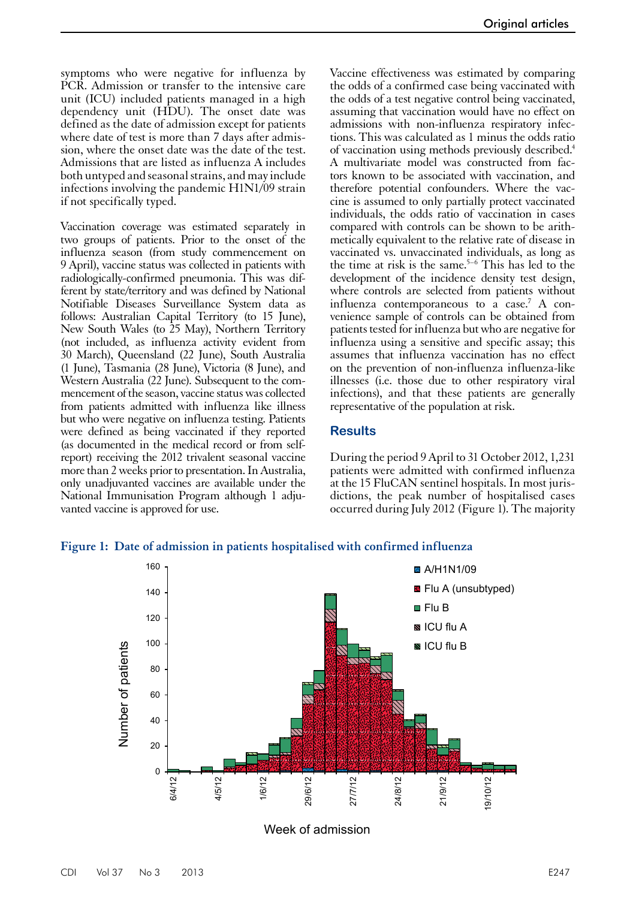symptoms who were negative for influenza by PCR. Admission or transfer to the intensive care unit (ICU) included patients managed in a high dependency unit (HDU). The onset date was defined as the date of admission except for patients where date of test is more than 7 days after admission, where the onset date was the date of the test. Admissions that are listed as influenza A includes both untyped and seasonal strains, and may include infections involving the pandemic H1N1/09 strain if not specifically typed.

Vaccination coverage was estimated separately in two groups of patients. Prior to the onset of the influenza season (from study commencement on 9 April), vaccine status was collected in patients with radiologically-confirmed pneumonia. This was different by state/territory and was defined by National Notifiable Diseases Surveillance System data as follows: Australian Capital Territory (to 15 June), New South Wales (to 25 May), Northern Territory (not included, as influenza activity evident from 30 March), Queensland (22 June), South Australia (1 June), Tasmania (28 June), Victoria (8 June), and Western Australia (22 June). Subsequent to the commencement of the season, vaccine status was collected from patients admitted with influenza like illness but who were negative on influenza testing. Patients were defined as being vaccinated if they reported (as documented in the medical record or from self-report) receiving the 2012 trivalent seasonal vaccine more than 2 weeks prior to presentation. In Australia, only unadjuvanted vaccines are available under the National Immunisation Program although 1 adjuvanted vaccine is approved for use.

Vaccine effectiveness was estimated by comparing the odds of a confirmed case being vaccinated with the odds of a test negative control being vaccinated, assuming that vaccination would have no effect on admissions with non-influenza respiratory infections. This was calculated as 1 minus the odds ratio of vaccination using methods previously described.[4] A multivariate model was constructed from factors known to be associated with vaccination, and therefore potential confounders. Where the vaccine is assumed to only partially protect vaccinated individuals, the odds ratio of vaccination in cases compared with controls can be shown to be arithmetically equivalent to the relative rate of disease in vaccinated vs. unvaccinated individuals, as long as the time at risk is the same.[5–6] This has led to the development of the incidence density test design, where controls are selected from patients without influenza contemporaneous to a case.[7] A convenience sample of controls can be obtained from patients tested for influenza but who are negative for influenza using a sensitive and specific assay; this assumes that influenza vaccination has no effect on the prevention of non-influenza influenza-like illnesses (i.e. those due to other respiratory viral infections), and that these patients are generally representative of the population at risk.

## Results

During the period 9 April to 31 October 2012, 1,231 patients were admitted with confirmed influenza at the 15 FluCAN sentinel hospitals. In most jurisdictions, the peak number of hospitalised cases occurred during July 2012 (Figure 1). The majority

**Figure 1: Date of admission in patients hospitalised with confirmed influenza**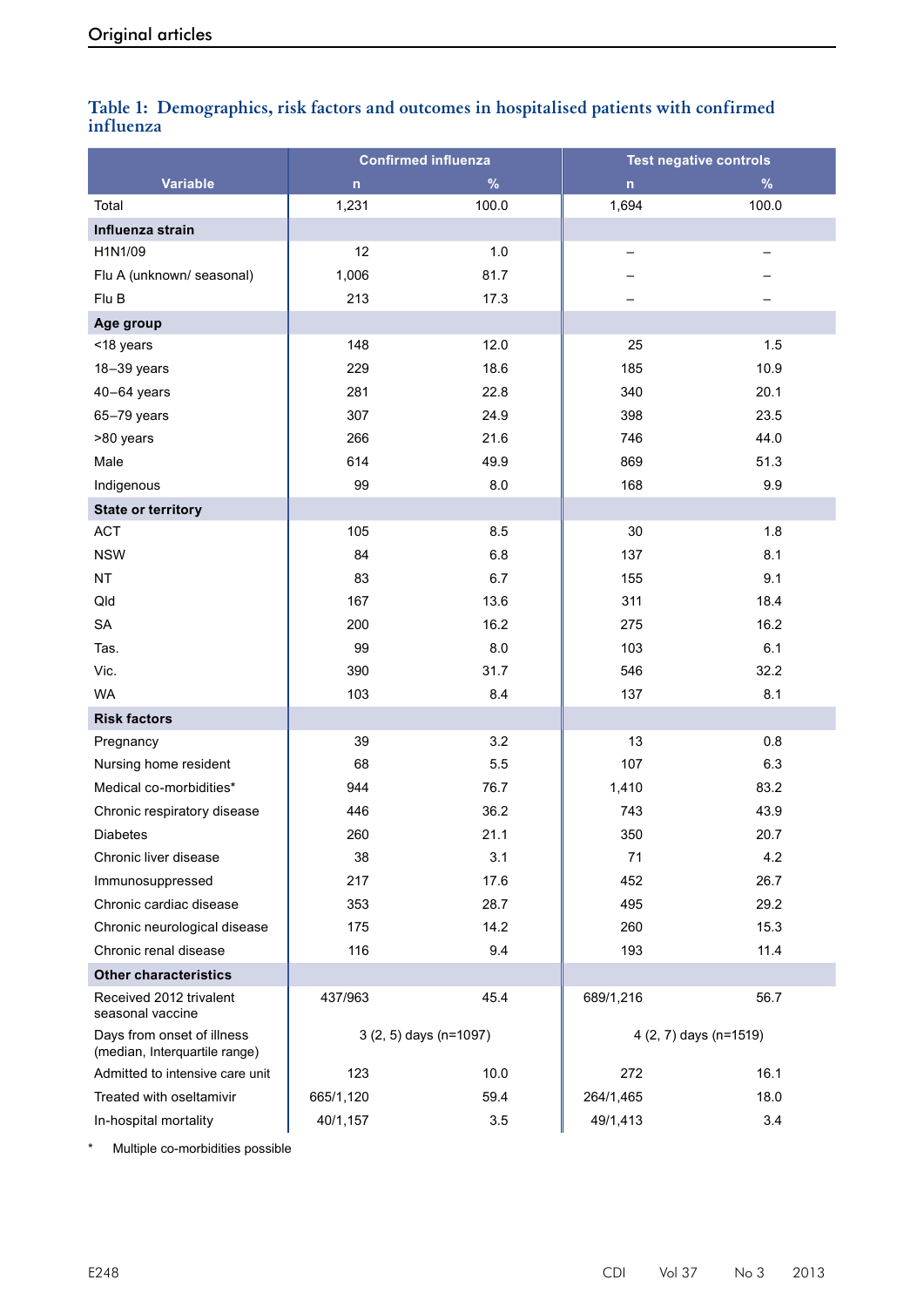**Table 1: Demographics, risk factors and outcomes in hospitalised patients with confirmed influenza**

| Variable | Confirmed influenza | | Test negative controls | |
|---|---|---|---|---|
| | n | % | n | % |
| Total | 1,231 | 100.0 | 1,694 | 100.0 |
| **Influenza strain** | | | | |
| H1N1/09 | 12 | 1.0 | – | – |
| Flu A (unknown/ seasonal) | 1,006 | 81.7 | – | – |
| Flu B | 213 | 17.3 | – | – |
| **Age group** | | | | |
| <18 years | 148 | 12.0 | 25 | 1.5 |
| 18–39 years | 229 | 18.6 | 185 | 10.9 |
| 40–64 years | 281 | 22.8 | 340 | 20.1 |
| 65–79 years | 307 | 24.9 | 398 | 23.5 |
| >80 years | 266 | 21.6 | 746 | 44.0 |
| Male | 614 | 49.9 | 869 | 51.3 |
| Indigenous | 99 | 8.0 | 168 | 9.9 |
| **State or territory** | | | | |
| ACT | 105 | 8.5 | 30 | 1.8 |
| NSW | 84 | 6.8 | 137 | 8.1 |
| NT | 83 | 6.7 | 155 | 9.1 |
| Qld | 167 | 13.6 | 311 | 18.4 |
| SA | 200 | 16.2 | 275 | 16.2 |
| Tas. | 99 | 8.0 | 103 | 6.1 |
| Vic. | 390 | 31.7 | 546 | 32.2 |
| WA | 103 | 8.4 | 137 | 8.1 |
| **Risk factors** | | | | |
| Pregnancy | 39 | 3.2 | 13 | 0.8 |
| Nursing home resident | 68 | 5.5 | 107 | 6.3 |
| Medical co-morbidities* | 944 | 76.7 | 1,410 | 83.2 |
| Chronic respiratory disease | 446 | 36.2 | 743 | 43.9 |
| Diabetes | 260 | 21.1 | 350 | 20.7 |
| Chronic liver disease | 38 | 3.1 | 71 | 4.2 |
| Immunosuppressed | 217 | 17.6 | 452 | 26.7 |
| Chronic cardiac disease | 353 | 28.7 | 495 | 29.2 |
| Chronic neurological disease | 175 | 14.2 | 260 | 15.3 |
| Chronic renal disease | 116 | 9.4 | 193 | 11.4 |
| **Other characteristics** | | | | |
| Received 2012 trivalent seasonal vaccine | 437/963 | 45.4 | 689/1,216 | 56.7 |
| Days from onset of illness (median, Interquartile range) | 3 (2, 5) days (n=1097) | | 4 (2, 7) days (n=1519) | |
| Admitted to intensive care unit | 123 | 10.0 | 272 | 16.1 |
| Treated with oseltamivir | 665/1,120 | 59.4 | 264/1,465 | 18.0 |
| In-hospital mortality | 40/1,157 | 3.5 | 49/1,413 | 3.4 |

\* Multiple co-morbidities possible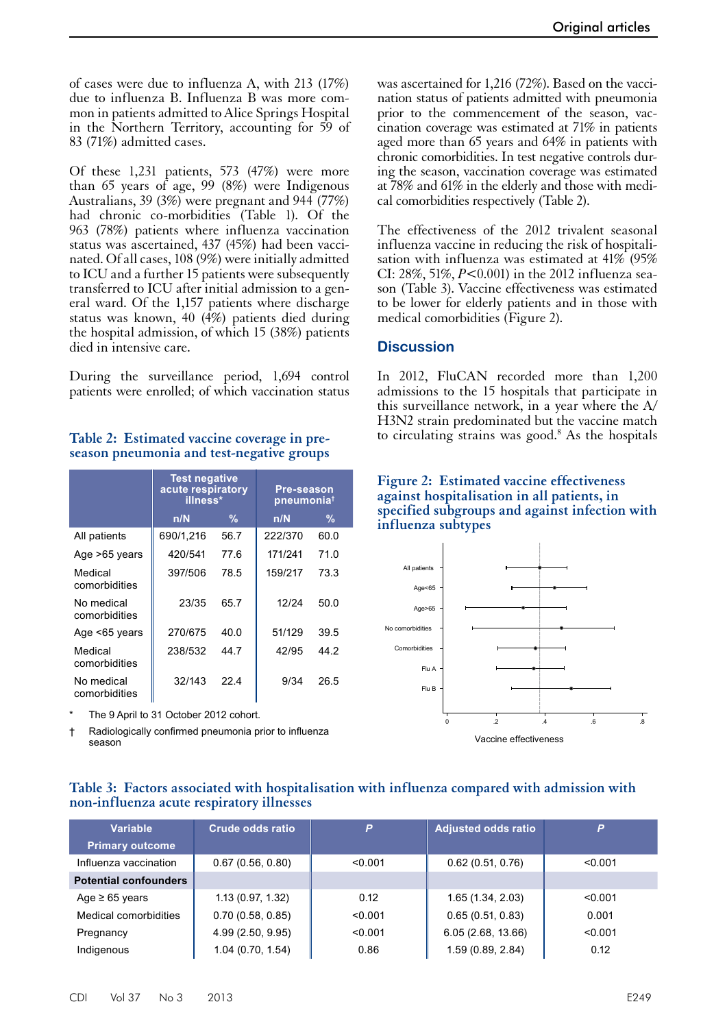of cases were due to influenza A, with 213 (17%) due to influenza B. Influenza B was more common in patients admitted to Alice Springs Hospital in the Northern Territory, accounting for 59 of 83 (71%) admitted cases.

Of these 1,231 patients, 573 (47%) were more than 65 years of age, 99 (8%) were Indigenous Australians, 39 (3%) were pregnant and 944 (77%) had chronic co-morbidities (Table 1). Of the 963 (78%) patients where influenza vaccination status was ascertained, 437 (45%) had been vaccinated. Of all cases, 108 (9%) were initially admitted to ICU and a further 15 patients were subsequently transferred to ICU after initial admission to a general ward. Of the 1,157 patients where discharge status was known, 40 (4%) patients died during the hospital admission, of which 15 (38%) patients died in intensive care.

During the surveillance period, 1,694 control patients were enrolled; of which vaccination status was ascertained for 1,216 (72%). Based on the vaccination status of patients admitted with pneumonia prior to the commencement of the season, vaccination coverage was estimated at 71% in patients aged more than 65 years and 64% in patients with chronic comorbidities. In test negative controls during the season, vaccination coverage was estimated at 78% and 61% in the elderly and those with medical comorbidities respectively (Table 2).

The effectiveness of the 2012 trivalent seasonal influenza vaccine in reducing the risk of hospitalisation with influenza was estimated at 41% (95% CI: 28%, 51%, $P<0.001$) in the 2012 influenza season (Table 3). Vaccine effectiveness was estimated to be lower for elderly patients and in those with medical comorbidities (Figure 2).

**Table 2: Estimated vaccine coverage in pre-season pneumonia and test-negative groups**

| | Test negative acute respiratory illness* | | Pre-season pneumonia† | |
|---|---|---|---|---|
| | n/N | % | n/N | % |
| All patients | 690/1,216 | 56.7 | 222/370 | 60.0 |
| Age >65 years | 420/541 | 77.6 | 171/241 | 71.0 |
| Medical comorbidities | 397/506 | 78.5 | 159/217 | 73.3 |
| No medical comorbidities | 23/35 | 65.7 | 12/24 | 50.0 |
| Age <65 years | 270/675 | 40.0 | 51/129 | 39.5 |
| Medical comorbidities | 238/532 | 44.7 | 42/95 | 44.2 |
| No medical comorbidities | 32/143 | 22.4 | 9/34 | 26.5 |

\* The 9 April to 31 October 2012 cohort.

† Radiologically confirmed pneumonia prior to influenza season

## Discussion

In 2012, FluCAN recorded more than 1,200 admissions to the 15 hospitals that participate in this surveillance network, in a year where the A/H3N2 strain predominated but the vaccine match to circulating strains was good.[8] As the hospitals

**Figure 2: Estimated vaccine effectiveness against hospitalisation in all patients, in specified subgroups and against infection with influenza subtypes**

**Table 3: Factors associated with hospitalisation with influenza compared with admission with non-influenza acute respiratory illnesses**

| Variable | Crude odds ratio | P | Adjusted odds ratio | P |
|---|---|---|---|---|
| **Primary outcome** | | | | |
| Influenza vaccination | 0.67 (0.56, 0.80) | <0.001 | 0.62 (0.51, 0.76) | <0.001 |
| **Potential confounders** | | | | |
| Age ≥ 65 years | 1.13 (0.97, 1.32) | 0.12 | 1.65 (1.34, 2.03) | <0.001 |
| Medical comorbidities | 0.70 (0.58, 0.85) | <0.001 | 0.65 (0.51, 0.83) | 0.001 |
| Pregnancy | 4.99 (2.50, 9.95) | <0.001 | 6.05 (2.68, 13.66) | <0.001 |
| Indigenous | 1.04 (0.70, 1.54) | 0.86 | 1.59 (0.89, 2.84) | 0.12 |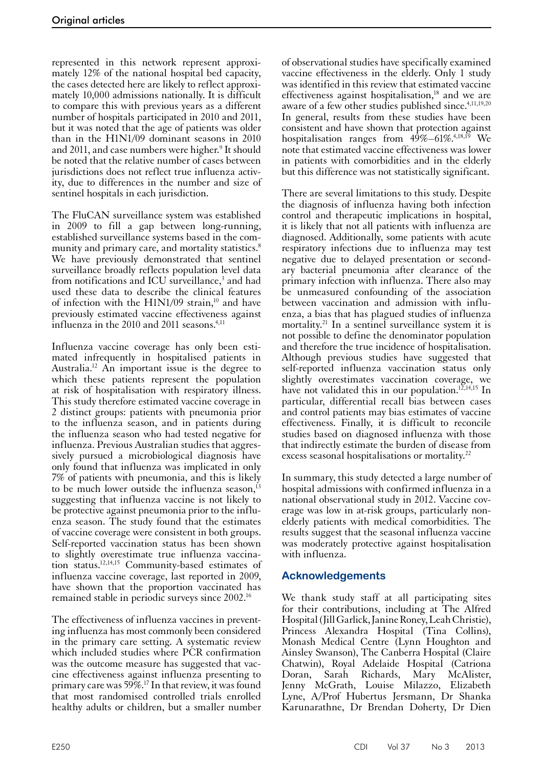represented in this network represent approximately 12% of the national hospital bed capacity, the cases detected here are likely to reflect approximately 10,000 admissions nationally. It is difficult to compare this with previous years as a different number of hospitals participated in 2010 and 2011, but it was noted that the age of patients was older than in the H1N1/09 dominant seasons in 2010 and 2011, and case numbers were higher.[9] It should be noted that the relative number of cases between jurisdictions does not reflect true influenza activity, due to differences in the number and size of sentinel hospitals in each jurisdiction.

The FluCAN surveillance system was established in 2009 to fill a gap between long-running, established surveillance systems based in the community and primary care, and mortality statistics.[8] We have previously demonstrated that sentinel surveillance broadly reflects population level data from notifications and ICU surveillance,[3] and had used these data to describe the clinical features of infection with the H1N1/09 strain,[10] and have previously estimated vaccine effectiveness against influenza in the 2010 and 2011 seasons.[4,11]

Influenza vaccine coverage has only been estimated infrequently in hospitalised patients in Australia.[12] An important issue is the degree to which these patients represent the population at risk of hospitalisation with respiratory illness. This study therefore estimated vaccine coverage in 2 distinct groups: patients with pneumonia prior to the influenza season, and in patients during the influenza season who had tested negative for influenza. Previous Australian studies that aggressively pursued a microbiological diagnosis have only found that influenza was implicated in only 7% of patients with pneumonia, and this is likely to be much lower outside the influenza season,[13] suggesting that influenza vaccine is not likely to be protective against pneumonia prior to the influenza season. The study found that the estimates of vaccine coverage were consistent in both groups. Self-reported vaccination status has been shown to slightly overestimate true influenza vaccination status.[12,14,15] Community-based estimates of influenza vaccine coverage, last reported in 2009, have shown that the proportion vaccinated has remained stable in periodic surveys since 2002.[16]

The effectiveness of influenza vaccines in preventing influenza has most commonly been considered in the primary care setting. A systematic review which included studies where PCR confirmation was the outcome measure has suggested that vaccine effectiveness against influenza presenting to primary care was 59%.[17] In that review, it was found that most randomised controlled trials enrolled healthy adults or children, but a smaller number of observational studies have specifically examined vaccine effectiveness in the elderly. Only 1 study was identified in this review that estimated vaccine effectiveness against hospitalisation,[18] and we are aware of a few other studies published since.[4,11,19,20] In general, results from these studies have been consistent and have shown that protection against hospitalisation ranges from 49%–61%.[4,18,19] We note that estimated vaccine effectiveness was lower in patients with comorbidities and in the elderly but this difference was not statistically significant.

There are several limitations to this study. Despite the diagnosis of influenza having both infection control and therapeutic implications in hospital, it is likely that not all patients with influenza are diagnosed. Additionally, some patients with acute respiratory infections due to influenza may test negative due to delayed presentation or secondary bacterial pneumonia after clearance of the primary infection with influenza. There also may be unmeasured confounding of the association between vaccination and admission with influenza, a bias that has plagued studies of influenza mortality.[21] In a sentinel surveillance system it is not possible to define the denominator population and therefore the true incidence of hospitalisation. Although previous studies have suggested that self-reported influenza vaccination status only slightly overestimates vaccination coverage, we have not validated this in our population.[12,14,15] In particular, differential recall bias between cases and control patients may bias estimates of vaccine effectiveness. Finally, it is difficult to reconcile studies based on diagnosed influenza with those that indirectly estimate the burden of disease from excess seasonal hospitalisations or mortality.[22]

In summary, this study detected a large number of hospital admissions with confirmed influenza in a national observational study in 2012. Vaccine coverage was low in at-risk groups, particularly non-elderly patients with medical comorbidities. The results suggest that the seasonal influenza vaccine was moderately protective against hospitalisation with influenza.

## Acknowledgements

We thank study staff at all participating sites for their contributions, including at The Alfred Hospital (Jill Garlick, Janine Roney, Leah Christie), Princess Alexandra Hospital (Tina Collins), Monash Medical Centre (Lynn Houghton and Ainsley Swanson), The Canberra Hospital (Claire Chatwin), Royal Adelaide Hospital (Catriona Doran, Sarah Richards, Mary McAlister, Jenny McGrath, Louise Milazzo, Elizabeth Lyne, A/Prof Hubertus Jersmann, Dr Shanka Karunarathne, Dr Brendan Doherty, Dr Dien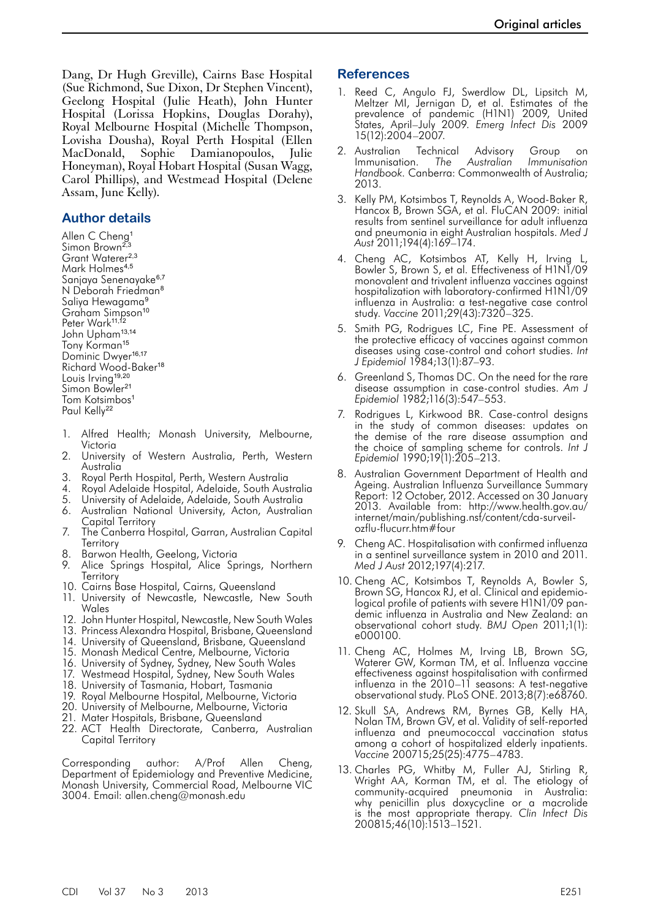Dang, Dr Hugh Greville), Cairns Base Hospital (Sue Richmond, Sue Dixon, Dr Stephen Vincent), Geelong Hospital (Julie Heath), John Hunter Hospital (Lorissa Hopkins, Douglas Dorahy), Royal Melbourne Hospital (Michelle Thompson, Lovisha Dousha), Royal Perth Hospital (Ellen MacDonald, Sophie Damianopoulos, Julie Honeyman), Royal Hobart Hospital (Susan Wagg, Carol Phillips), and Westmead Hospital (Delene Assam, June Kelly).

## Author details

Allen C Cheng[1]
Simon Brown[2,3]
Grant Waterer[2,3]
Mark Holmes[4,5]
Sanjaya Senenayake[6,7]
N Deborah Friedman[8]
Saliya Hewagama[9]
Graham Simpson[10]
Peter Wark[11,12]
John Upham[13,14]
Tony Korman[15]
Dominic Dwyer[16,17]
Richard Wood-Baker[18]
Louis Irving[19,20]
Simon Bowler[21]
Tom Kotsimbos[1]
Paul Kelly[22]

1. Alfred Health; Monash University, Melbourne, Victoria
2. University of Western Australia, Perth, Western Australia
3. Royal Perth Hospital, Perth, Western Australia
4. Royal Adelaide Hospital, Adelaide, South Australia
5. University of Adelaide, Adelaide, South Australia
6. Australian National University, Acton, Australian Capital Territory
7. The Canberra Hospital, Garran, Australian Capital Territory
8. Barwon Health, Geelong, Victoria
9. Alice Springs Hospital, Alice Springs, Northern Territory
10. Cairns Base Hospital, Cairns, Queensland
11. University of Newcastle, Newcastle, New South Wales
12. John Hunter Hospital, Newcastle, New South Wales
13. Princess Alexandra Hospital, Brisbane, Queensland
14. University of Queensland, Brisbane, Queensland
15. Monash Medical Centre, Melbourne, Victoria
16. University of Sydney, Sydney, New South Wales
17. Westmead Hospital, Sydney, New South Wales
18. University of Tasmania, Hobart, Tasmania
19. Royal Melbourne Hospital, Melbourne, Victoria
20. University of Melbourne, Melbourne, Victoria
21. Mater Hospitals, Brisbane, Queensland
22. ACT Health Directorate, Canberra, Australian Capital Territory

Corresponding author: A/Prof Allen Cheng, Department of Epidemiology and Preventive Medicine, Monash University, Commercial Road, Melbourne VIC 3004. Email: allen.cheng@monash.edu

## References

1. Reed C, Angulo FJ, Swerdlow DL, Lipsitch M, Meltzer MI, Jernigan D, et al. Estimates of the prevalence of pandemic (H1N1) 2009, United States, April–July 2009. *Emerg Infect Dis* 2009 15(12):2004–2007.
2. Australian Technical Advisory Group on Immunisation. *The Australian Immunisation Handbook.* Canberra: Commonwealth of Australia; 2013.
3. Kelly PM, Kotsimbos T, Reynolds A, Wood-Baker R, Hancox B, Brown SGA, et al. FluCAN 2009: initial results from sentinel surveillance for adult influenza and pneumonia in eight Australian hospitals. *Med J Aust* 2011;194(4):169–174.
4. Cheng AC, Kotsimbos AT, Kelly H, Irving L, Bowler S, Brown S, et al. Effectiveness of H1N1/09 monovalent and trivalent influenza vaccines against hospitalization with laboratory-confirmed H1N1/09 influenza in Australia: a test-negative case control study. *Vaccine* 2011;29(43):7320–325.
5. Smith PG, Rodrigues LC, Fine PE. Assessment of the protective efficacy of vaccines against common diseases using case-control and cohort studies. *Int J Epidemiol* 1984;13(1):87–93.
6. Greenland S, Thomas DC. On the need for the rare disease assumption in case-control studies. *Am J Epidemiol* 1982;116(3):547–553.
7. Rodrigues L, Kirkwood BR. Case-control designs in the study of common diseases: updates on the demise of the rare disease assumption and the choice of sampling scheme for controls. *Int J Epidemiol* 1990;19(1):205–213.
8. Australian Government Department of Health and Ageing. Australian Influenza Surveillance Summary Report: 12 October, 2012. Accessed on 30 January 2013. Available from: http://www.health.gov.au/internet/main/publishing.nsf/content/cda-surveil-ozflu-flucurr.htm#four
9. Cheng AC. Hospitalisation with confirmed influenza in a sentinel surveillance system in 2010 and 2011. *Med J Aust* 2012;197(4):217.
10. Cheng AC, Kotsimbos T, Reynolds A, Bowler S, Brown SG, Hancox RJ, et al. Clinical and epidemiological profile of patients with severe H1N1/09 pandemic influenza in Australia and New Zealand: an observational cohort study. *BMJ Open* 2011;1(1): e000100.
11. Cheng AC, Holmes M, Irving LB, Brown SG, Waterer GW, Korman TM, et al. Influenza vaccine effectiveness against hospitalisation with confirmed influenza in the 2010–11 seasons: A test-negative observational study. PLoS ONE. 2013;8(7):e68760.
12. Skull SA, Andrews RM, Byrnes GB, Kelly HA, Nolan TM, Brown GV, et al. Validity of self-reported influenza and pneumococcal vaccination status among a cohort of hospitalized elderly inpatients. *Vaccine* 200715;25(25):4775–4783.
13. Charles PG, Whitby M, Fuller AJ, Stirling R, Wright AA, Korman TM, et al. The etiology of community-acquired pneumonia in Australia: why penicillin plus doxycycline or a macrolide is the most appropriate therapy. *Clin Infect Dis* 200815;46(10):1513–1521.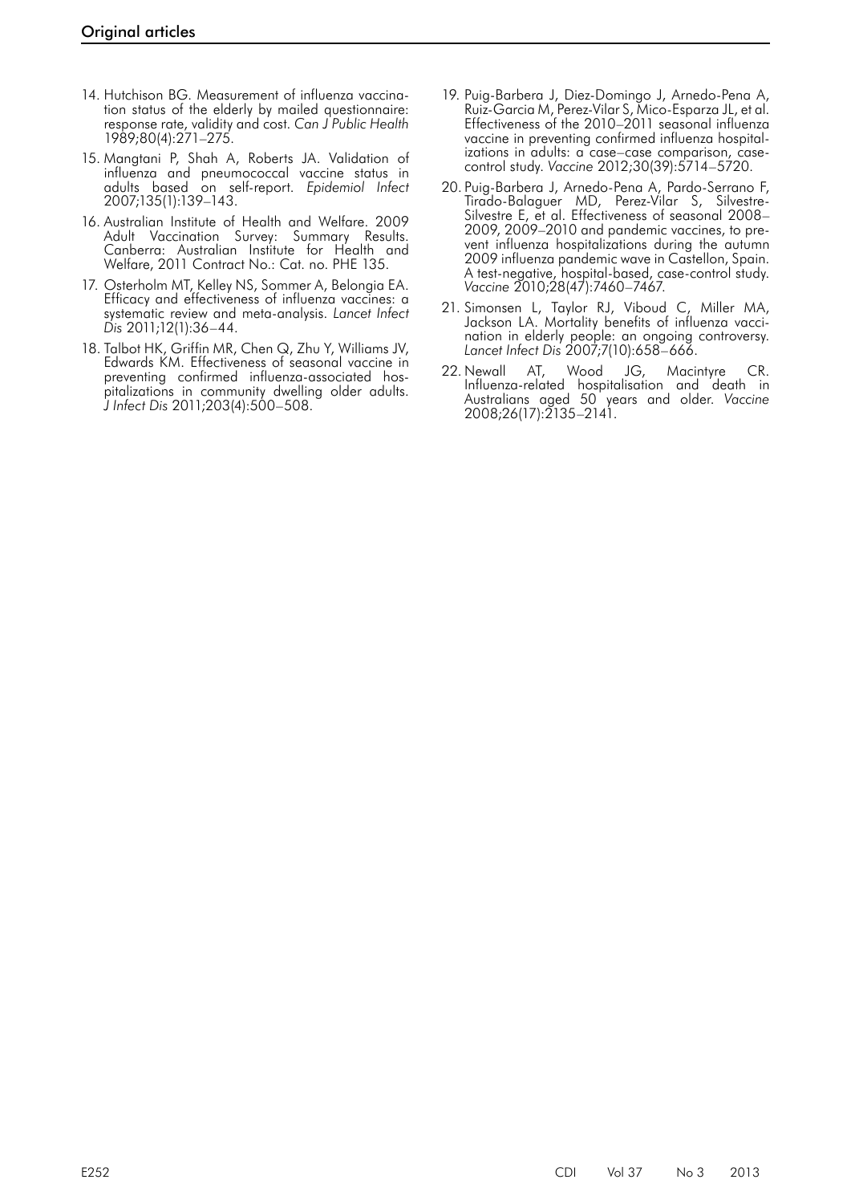14. Hutchison BG. Measurement of influenza vaccination status of the elderly by mailed questionnaire: response rate, validity and cost. *Can J Public Health* 1989;80(4):271–275.

15. Mangtani P, Shah A, Roberts JA. Validation of influenza and pneumococcal vaccine status in adults based on self-report. *Epidemiol Infect* 2007;135(1):139–143.

16. Australian Institute of Health and Welfare. 2009 Adult Vaccination Survey: Summary Results. Canberra: Australian Institute for Health and Welfare, 2011 Contract No.: Cat. no. PHE 135.

17. Osterholm MT, Kelley NS, Sommer A, Belongia EA. Efficacy and effectiveness of influenza vaccines: a systematic review and meta-analysis. *Lancet Infect Dis* 2011;12(1):36–44.

18. Talbot HK, Griffin MR, Chen Q, Zhu Y, Williams JV, Edwards KM. Effectiveness of seasonal vaccine in preventing confirmed influenza-associated hospitalizations in community dwelling older adults. *J Infect Dis* 2011;203(4):500–508.

19. Puig-Barbera J, Diez-Domingo J, Arnedo-Pena A, Ruiz-Garcia M, Perez-Vilar S, Mico-Esparza JL, et al. Effectiveness of the 2010–2011 seasonal influenza vaccine in preventing confirmed influenza hospitalizations in adults: a case–case comparison, case-control study. *Vaccine* 2012;30(39):5714–5720.

20. Puig-Barbera J, Arnedo-Pena A, Pardo-Serrano F, Tirado-Balaguer MD, Perez-Vilar S, Silvestre-Silvestre E, et al. Effectiveness of seasonal 2008–2009, 2009–2010 and pandemic vaccines, to prevent influenza hospitalizations during the autumn 2009 influenza pandemic wave in Castellon, Spain. A test-negative, hospital-based, case-control study. *Vaccine* 2010;28(47):7460–7467.

21. Simonsen L, Taylor RJ, Viboud C, Miller MA, Jackson LA. Mortality benefits of influenza vaccination in elderly people: an ongoing controversy. *Lancet Infect Dis* 2007;7(10):658–666.

22. Newall AT, Wood JG, Macintyre CR. Influenza-related hospitalisation and death in Australians aged 50 years and older. *Vaccine* 2008;26(17):2135–2141.